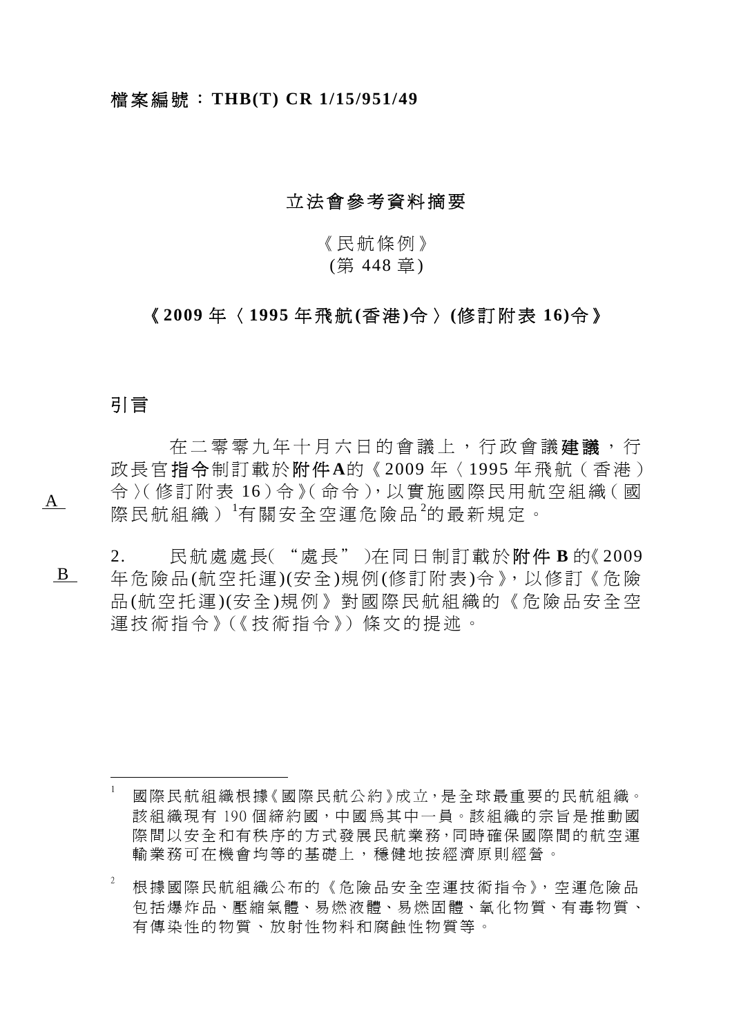檔案編號：**THB(T) CR 1/15/951/49**

# 立法會參考資料摘要

《民航條例》
(第 448 章)

## 《2009 年〈1995 年飛航(香港)令〉(修訂附表 16)令》

## 引言

A

在二零零九年十月六日的會議上，行政會議**建議**，行政長官**指令**制訂載於**附件 A** 的《2009 年〈1995 年飛航（香港）令〉(修訂附表 16)令》(命令)，以實施國際民用航空組織(國際民航組織)[1]有關安全空運危險品[2]的最新規定。

B

2. 民航處處長("處長")在同日制訂載於**附件 B** 的《2009 年危險品(航空托運)(安全)規例(修訂附表)令》，以修訂《危險品(航空托運)(安全)規例》對國際民航組織的《危險品安全空運技術指令》(《技術指令》) 條文的提述。

---

[1] 國際民航組織根據《國際民航公約》成立，是全球最重要的民航組織。該組織現有 190 個締約國，中國爲其中一員。該組織的宗旨是推動國際間以安全和有秩序的方式發展民航業務，同時確保國際間的航空運輸業務可在機會均等的基礎上，穩健地按經濟原則經營。

[2] 根據國際民航組織公布的《危險品安全空運技術指令》，空運危險品包括爆炸品、壓縮氣體、易燃液體、易燃固體、氧化物質、有毒物質、有傳染性的物質、放射性物料和腐蝕性物質等。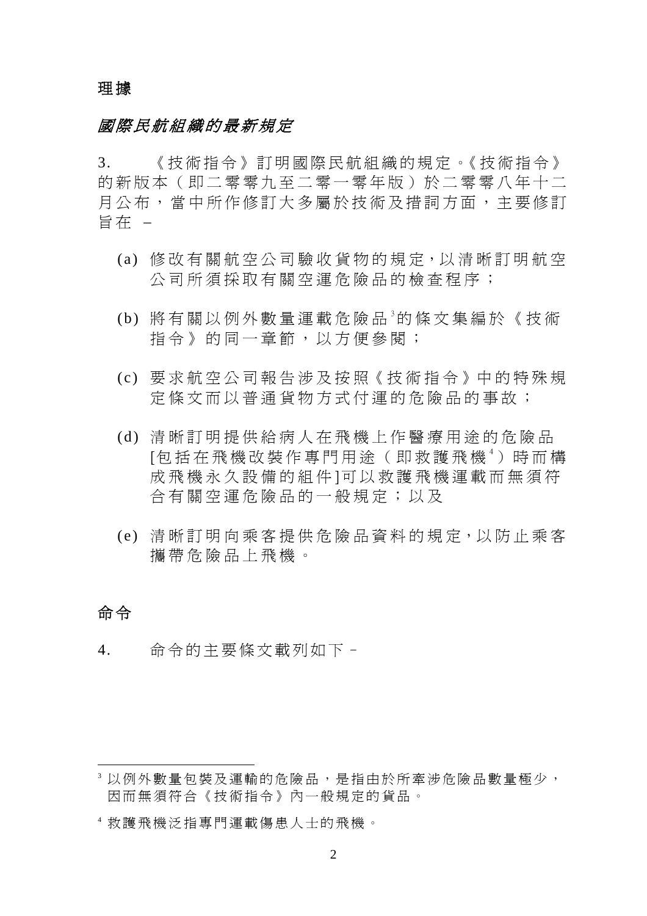## 理據

### *國際民航組織的最新規定*

3. 《技術指令》訂明國際民航組織的規定。《技術指令》的新版本（即二零零九至二零一零年版）於二零零八年十二月公布，當中所作修訂大多屬於技術及措詞方面，主要修訂旨在 –

(a) 修改有關航空公司驗收貨物的規定，以清晰訂明航空公司所須採取有關空運危險品的檢查程序；

(b) 將有關以例外數量運載危險品[3]的條文集編於《技術指令》的同一章節，以方便參閱；

(c) 要求航空公司報告涉及按照《技術指令》中的特殊規定條文而以普通貨物方式付運的危險品的事故；

(d) 清晰訂明提供給病人在飛機上作醫療用途的危險品[包括在飛機改裝作專門用途（即救護飛機[4]）時而構成飛機永久設備的組件]可以救護飛機運載而無須符合有關空運危險品的一般規定；以及

(e) 清晰訂明向乘客提供危險品資料的規定，以防止乘客攜帶危險品上飛機。

## 命令

4. 命令的主要條文載列如下 –

---

[3] 以例外數量包裝及運輸的危險品，是指由於所牽涉危險品數量極少，因而無須符合《技術指令》內一般規定的貨品。

[4] 救護飛機泛指專門運載傷患人士的飛機。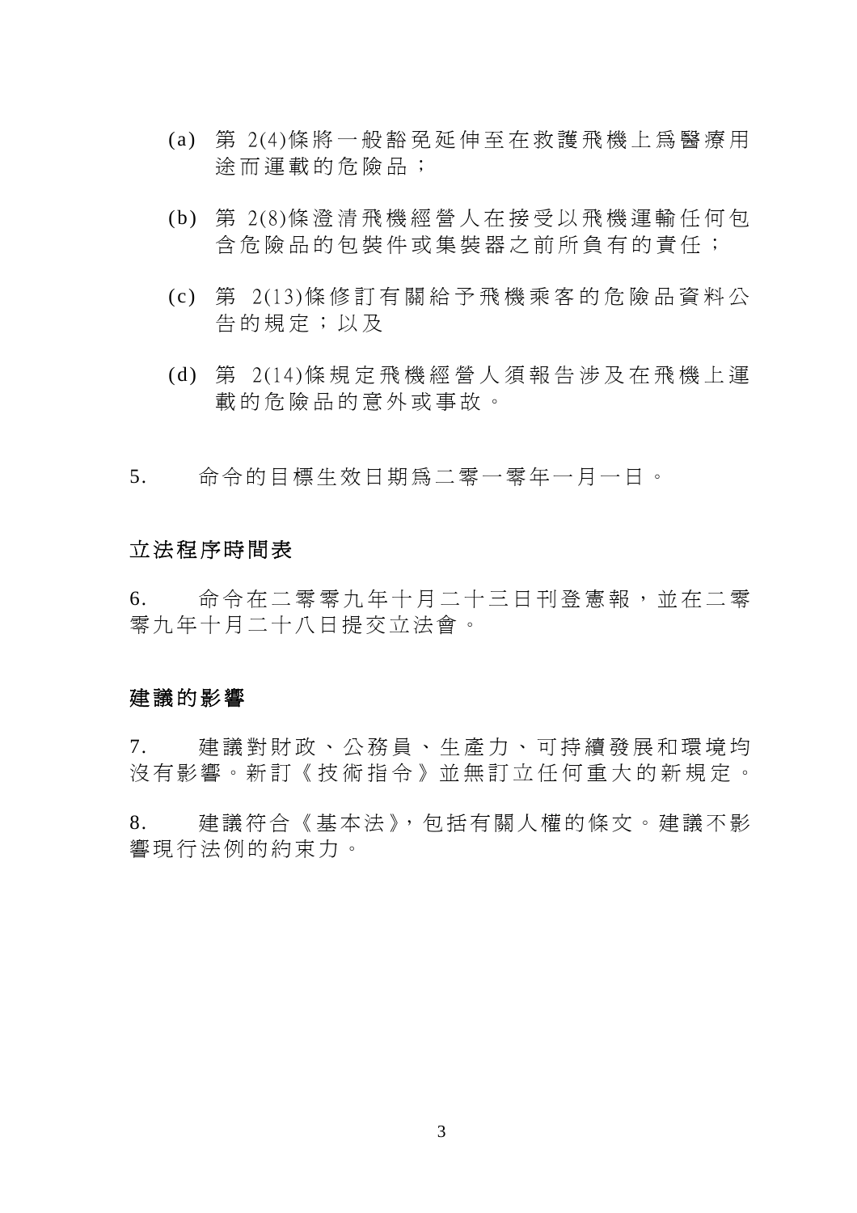(a) 第 2(4)條將一般豁免延伸至在救護飛機上爲醫療用途而運載的危險品；

(b) 第 2(8)條澄清飛機經營人在接受以飛機運輸任何包含危險品的包裝件或集裝器之前所負有的責任；

(c) 第 2(13)條修訂有關給予飛機乘客的危險品資料公告的規定；以及

(d) 第 2(14)條規定飛機經營人須報告涉及在飛機上運載的危險品的意外或事故。

5. 命令的目標生效日期爲二零一零年一月一日。

## 立法程序時間表

6. 命令在二零零九年十月二十三日刊登憲報，並在二零零九年十月二十八日提交立法會。

## 建議的影響

7. 建議對財政、公務員、生產力、可持續發展和環境均沒有影響。新訂《技術指令》並無訂立任何重大的新規定。

8. 建議符合《基本法》，包括有關人權的條文。建議不影響現行法例的約束力。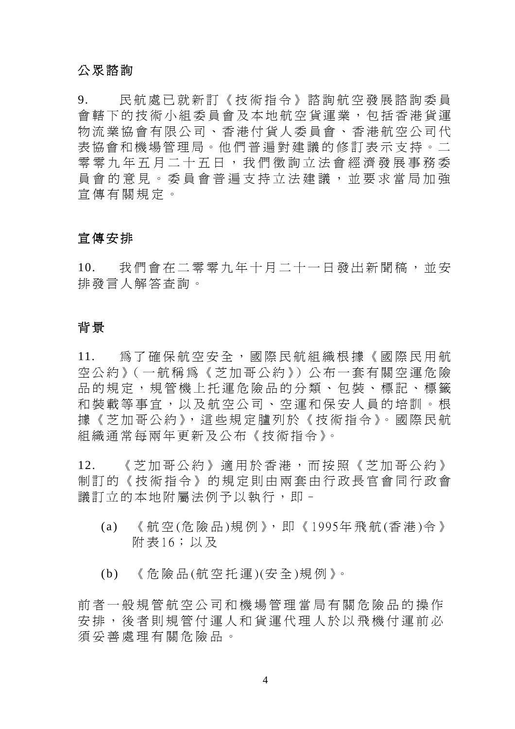## 公眾諮詢

9. 民航處已就新訂《技術指令》諮詢航空發展諮詢委員會轄下的技術小組委員會及本地航空貨運業，包括香港貨運物流業協會有限公司、香港付貨人委員會、香港航空公司代表協會和機場管理局。他們普遍對建議的修訂表示支持。二零零九年五月二十五日，我們徵詢立法會經濟發展事務委員會的意見。委員會普遍支持立法建議，並要求當局加強宣傳有關規定。

## 宣傳安排

10. 我們會在二零零九年十月二十一日發出新聞稿，並安排發言人解答查詢。

## 背景

11. 爲了確保航空安全，國際民航組織根據《國際民用航空公約》(一航稱爲《芝加哥公約》) 公布一套有關空運危險品的規定，規管機上托運危險品的分類、包裝、標記、標籤和裝載等事宜，以及航空公司、空運和保安人員的培訓。根據《芝加哥公約》，這些規定臚列於《技術指令》。國際民航組織通常每兩年更新及公布《技術指令》。

12. 《芝加哥公約》適用於香港，而按照《芝加哥公約》制訂的《技術指令》的規定則由兩套由行政長官會同行政會議訂立的本地附屬法例予以執行，即－

(a) 《航空(危險品)規例》，即《1995年飛航(香港)令》附表16；以及

(b) 《危險品(航空托運)(安全)規例》。

前者一般規管航空公司和機場管理當局有關危險品的操作安排，後者則規管付運人和貨運代理人於以飛機付運前必須妥善處理有關危險品。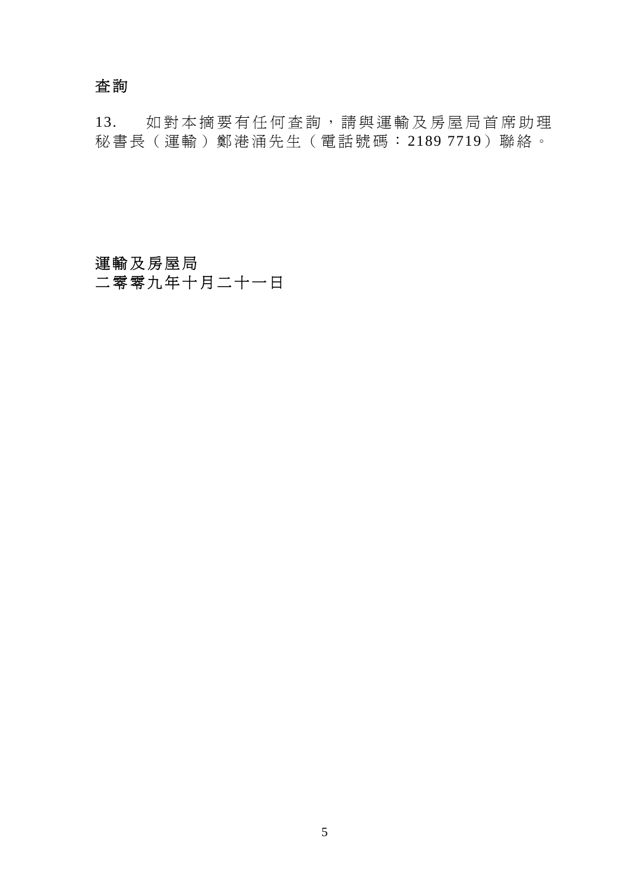## 查詢

13. 如對本摘要有任何查詢，請與運輸及房屋局首席助理秘書長（運輸）鄭港涌先生（電話號碼：2189 7719）聯絡。

運輸及房屋局
二零零九年十月二十一日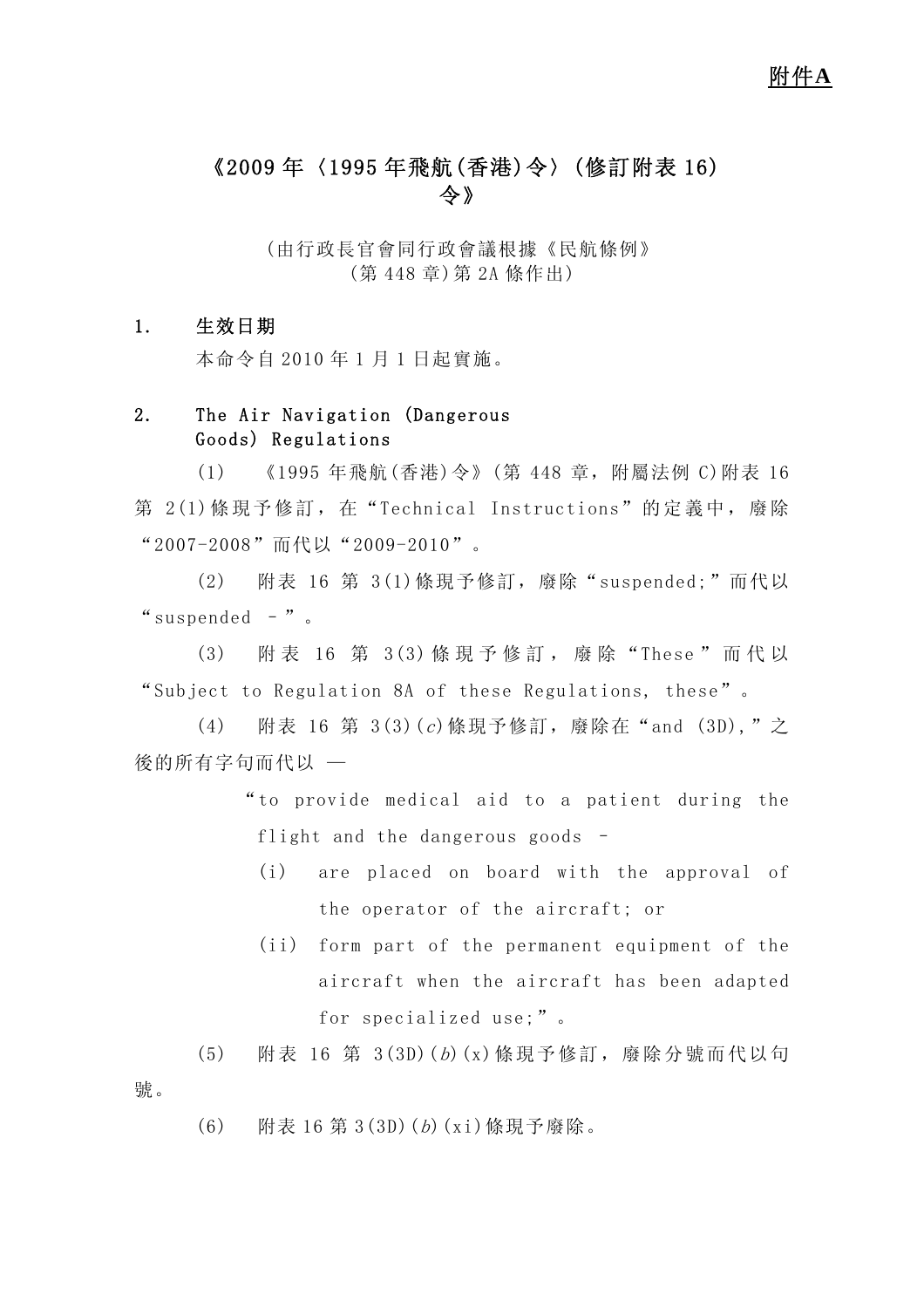<u>附件A</u>

# 《2009 年〈1995 年飛航(香港)令〉(修訂附表 16)令》

(由行政長官會同行政會議根據《民航條例》(第 448 章)第 2A 條作出)

**1. 生效日期**

本命令自 2010 年 1 月 1 日起實施。

**2. The Air Navigation (Dangerous Goods) Regulations**

(1) 《1995 年飛航(香港)令》(第 448 章，附屬法例 C)附表 16 第 2(1)條現予修訂，在“Technical Instructions”的定義中，廢除“2007-2008”而代以“2009-2010”。

(2) 附表 16 第 3(1)條現予修訂，廢除“suspended;”而代以“suspended -”。

(3) 附表 16 第 3(3)條現予修訂，廢除“These”而代以“Subject to Regulation 8A of these Regulations, these”。

(4) 附表 16 第 3(3)(*c*)條現予修訂，廢除在“and (3D),”之後的所有字句而代以 —

“to provide medical aid to a patient during the flight and the dangerous goods -

(i) are placed on board with the approval of the operator of the aircraft; or

(ii) form part of the permanent equipment of the aircraft when the aircraft has been adapted for specialized use;”。

(5) 附表 16 第 3(3D)(*b*)(x)條現予修訂，廢除分號而代以句號。

(6) 附表 16 第 3(3D)(*b*)(xi)條現予廢除。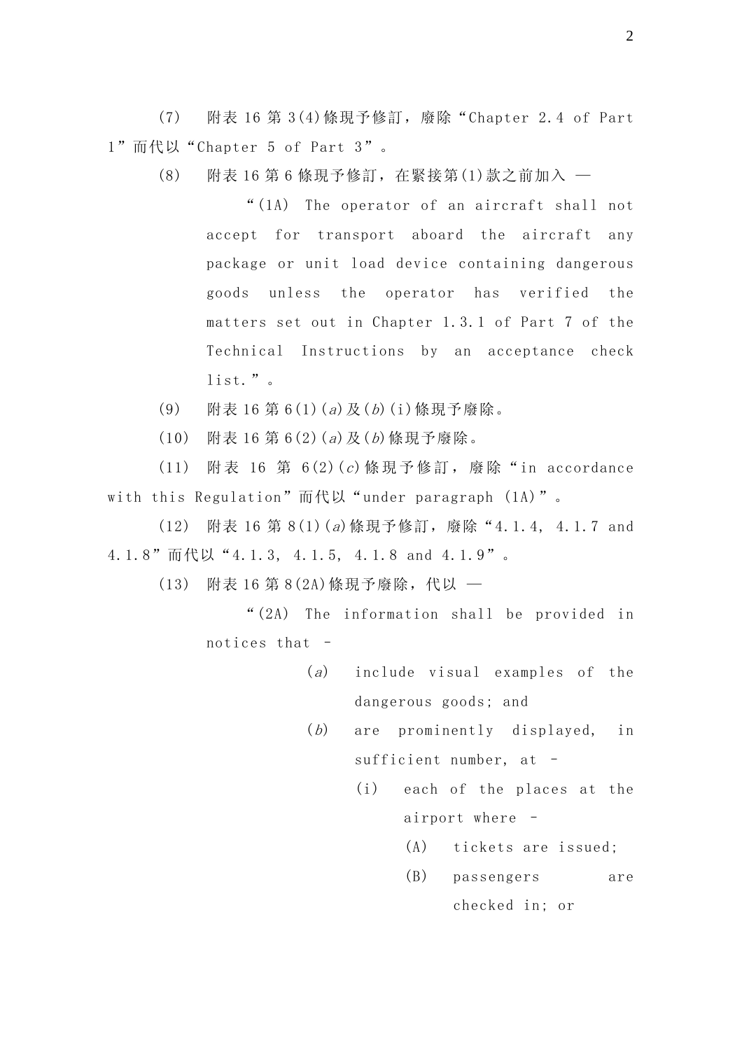(7) 附表 16 第 3(4)條現予修訂，廢除“Chapter 2.4 of Part 1”而代以“Chapter 5 of Part 3”。

(8) 附表 16 第 6 條現予修訂，在緊接第(1)款之前加入 —

“(1A) The operator of an aircraft shall not accept for transport aboard the aircraft any package or unit load device containing dangerous goods unless the operator has verified the matters set out in Chapter 1.3.1 of Part 7 of the Technical Instructions by an acceptance check list.”。

(9) 附表 16 第 6(1)(*a*)及(*b*)(i)條現予廢除。

(10) 附表 16 第 6(2)(*a*)及(*b*)條現予廢除。

(11) 附表 16 第 6(2)(*c*)條現予修訂，廢除“in accordance with this Regulation”而代以“under paragraph (1A)”。

(12) 附表 16 第 8(1)(*a*)條現予修訂，廢除“4.1.4, 4.1.7 and 4.1.8”而代以“4.1.3, 4.1.5, 4.1.8 and 4.1.9”。

(13) 附表 16 第 8(2A)條現予廢除，代以 —

“(2A) The information shall be provided in notices that -

(*a*) include visual examples of the dangerous goods; and

(*b*) are prominently displayed, in sufficient number, at -

(i) each of the places at the airport where -

(A) tickets are issued;

(B) passengers are checked in; or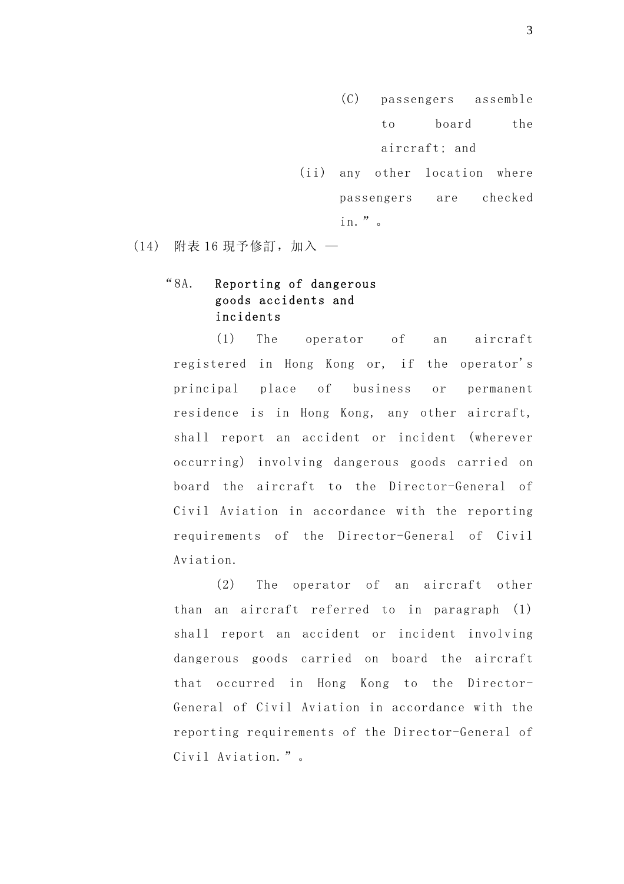(C) passengers assemble to board the aircraft; and

(ii) any other location where passengers are checked in.”。

(14) 附表 16 現予修訂，加入 —

“8A. **Reporting of dangerous goods accidents and incidents**

(1) The operator of an aircraft registered in Hong Kong or, if the operator’s principal place of business or permanent residence is in Hong Kong, any other aircraft, shall report an accident or incident (wherever occurring) involving dangerous goods carried on board the aircraft to the Director-General of Civil Aviation in accordance with the reporting requirements of the Director-General of Civil Aviation.

(2) The operator of an aircraft other than an aircraft referred to in paragraph (1) shall report an accident or incident involving dangerous goods carried on board the aircraft that occurred in Hong Kong to the Director-General of Civil Aviation in accordance with the reporting requirements of the Director-General of Civil Aviation.”。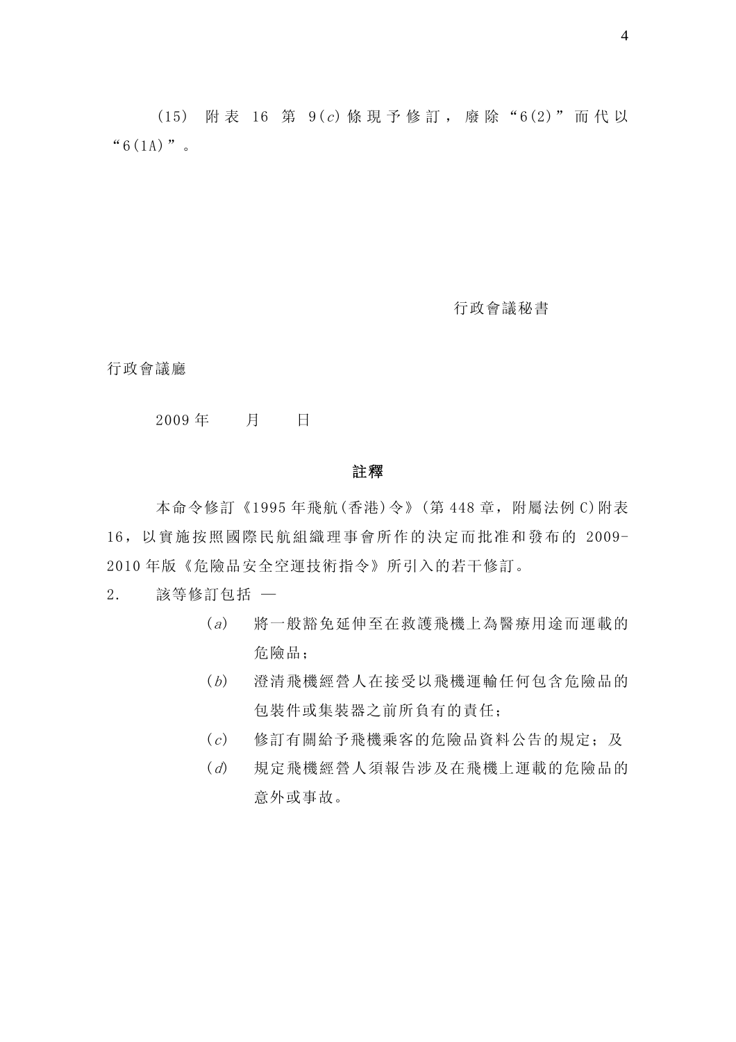(15) 附表 16 第 9(*c*) 條現予修訂，廢除“6(2)”而代以“6(1A)”。

行政會議秘書

行政會議廳

2009 年　　月　　日

**註釋**

本命令修訂《1995 年飛航(香港)令》(第 448 章，附屬法例 C)附表 16，以實施按照國際民航組織理事會所作的決定而批准和發布的 2009-2010 年版《危險品安全空運技術指令》所引入的若干修訂。

2. 該等修訂包括 —

(*a*) 將一般豁免延伸至在救護飛機上為醫療用途而運載的危險品；

(*b*) 澄清飛機經營人在接受以飛機運輸任何包含危險品的包裝件或集裝器之前所負有的責任；

(*c*) 修訂有關給予飛機乘客的危險品資料公告的規定；及

(*d*) 規定飛機經營人須報告涉及在飛機上運載的危險品的意外或事故。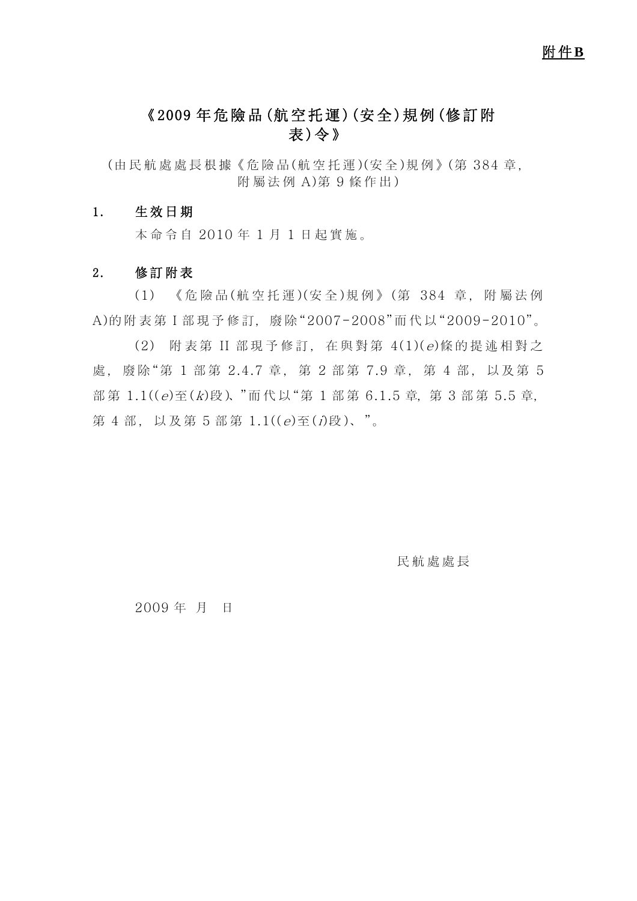**附件B**

# 《2009年危險品(航空托運)(安全)規例(修訂附表)令》

(由民航處處長根據《危險品(航空托運)(安全)規例》(第384章,附屬法例A)第9條作出)

## 1. 生效日期

本命令自2010年1月1日起實施。

## 2. 修訂附表

(1) 《危險品(航空托運)(安全)規例》(第384章,附屬法例A)的附表第I部現予修訂,廢除"2007-2008"而代以"2009-2010"。

(2) 附表第II部現予修訂,在與對第4(1)(*e*)條的提述相對之處,廢除"第1部第2.4.7章,第2部第7.9章,第4部,以及第5部第1.1((*e*)至(*k*)段)、"而代以"第1部第6.1.5章,第3部第5.5章,第4部,以及第5部第1.1((*e*)至(*i*)段)、"。

民航處處長

2009年 月 日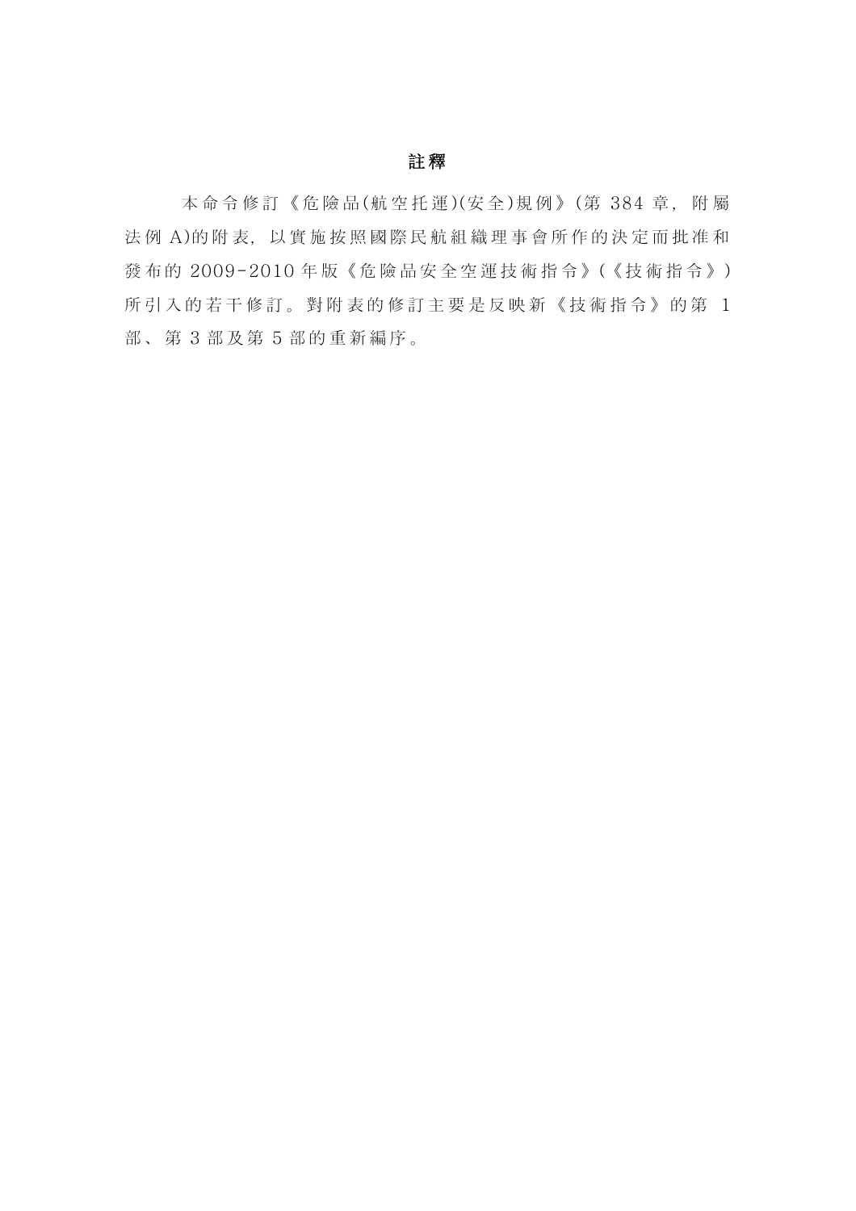## 註釋

本命令修訂《危險品(航空托運)(安全)規例》(第 384 章，附屬法例 A)的附表，以實施按照國際民航組織理事會所作的決定而批准和發布的 2009-2010 年版《危險品安全空運技術指令》(《技術指令》)所引入的若干修訂。對附表的修訂主要是反映新《技術指令》的第 1 部、第 3 部及第 5 部的重新編序。